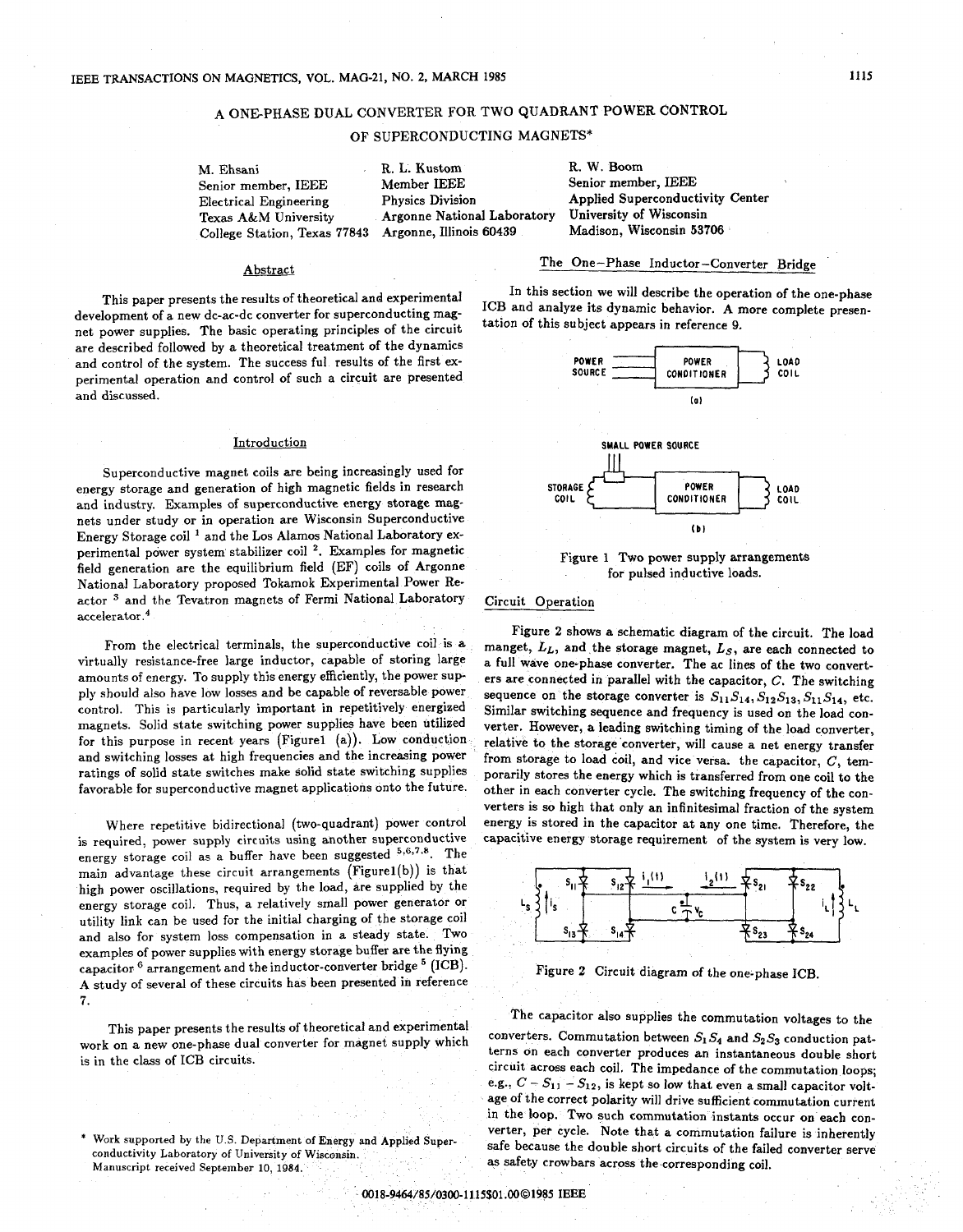# A ONE-PHASE DUAL CONVERTER FOR TWO QUADRANT POWER CONTROL OF SUPERCONDUCTING MAGNETS*

M. Ehsani
Senior member, IEEE
Electrical Engineering
Texas A&M University
College Station, Texas 77843

R. L. Kustom
Member IEEE
Physics Division
Argonne National Laboratory
Argonne, Illinois 60439

R. W. Boom
Senior member, IEEE
Applied Superconductivity Center
University of Wisconsin
Madison, Wisconsin 53706

## Abstract

This paper presents the results of theoretical and experimental development of a new dc-ac-dc converter for superconducting magnet power supplies. The basic operating principles of the circuit are described followed by a theoretical treatment of the dynamics and control of the system. The success ful results of the first experimental operation and control of such a circuit are presented and discussed.

## Introduction

Superconductive magnet coils are being increasingly used for energy storage and generation of high magnetic fields in research and industry. Examples of superconductive energy storage magnets under study or in operation are Wisconsin Superconductive Energy Storage coil [1] and the Los Alamos National Laboratory experimental power system stabilizer coil [2]. Examples for magnetic field generation are the equilibrium field (EF) coils of Argonne National Laboratory proposed Tokamok Experimental Power Reactor [3] and the Tevatron magnets of Fermi National Laboratory accelerator.[4]

From the electrical terminals, the superconductive coil is a virtually resistance-free large inductor, capable of storing large amounts of energy. To supply this energy efficiently, the power supply should also have low losses and be capable of reversable power control. This is particularly important in repetitively energized magnets. Solid state switching power supplies have been utilized for this purpose in recent years (Figure1 (a)). Low conduction and switching losses at high frequencies and the increasing power ratings of solid state switches make solid state switching supplies favorable for superconductive magnet applications onto the future.

Where repetitive bidirectional (two-quadrant) power control is required, power supply circuits using another superconductive energy storage coil as a buffer have been suggested [5,6,7,8]. The main advantage these circuit arrangements (Figure1(b)) is that high power oscillations, required by the load, are supplied by the energy storage coil. Thus, a relatively small power generator or utility link can be used for the initial charging of the storage coil and also for system loss compensation in a steady state. Two examples of power supplies with energy storage buffer are the flying capacitor [6] arrangement and the inductor-converter bridge [5] (ICB). A study of several of these circuits has been presented in reference 7.

This paper presents the results of theoretical and experimental work on a new one-phase dual converter for magnet supply which is in the class of ICB circuits.

\* Work supported by the U.S. Department of Energy and Applied Superconductivity Laboratory of University of Wisconsin.
Manuscript received September 10, 1984.

## The One-Phase Inductor-Converter Bridge

In this section we will describe the operation of the one-phase ICB and analyze its dynamic behavior. A more complete presentation of this subject appears in reference 9.

Figure 1 Two power supply arrangements for pulsed inductive loads.

### Circuit Operation

Figure 2 shows a schematic diagram of the circuit. The load manget, $L_L$, and the storage magnet, $L_S$, are each connected to a full wave one-phase converter. The ac lines of the two converters are connected in parallel with the capacitor, $C$. The switching sequence on the storage converter is $S_{11}S_{14}, S_{12}S_{13}, S_{11}S_{14}$, etc. Similar switching sequence and frequency is used on the load converter. However, a leading switching timing of the load converter, relative to the storage converter, will cause a net energy transfer from storage to load coil, and vice versa. the capacitor, $C$, temporarily stores the energy which is transferred from one coil to the other in each converter cycle. The switching frequency of the converters is so high that only an infinitesimal fraction of the system energy is stored in the capacitor at any one time. Therefore, the capacitive energy storage requirement of the system is very low.

Figure 2 Circuit diagram of the one-phase ICB.

The capacitor also supplies the commutation voltages to the converters. Commutation between $S_1S_4$ and $S_2S_3$ conduction patterns on each converter produces an instantaneous double short circuit across each coil. The impedance of the commutation loops; e.g., $C - S_{11} - S_{12}$, is kept so low that even a small capacitor voltage of the correct polarity will drive sufficient commutation current in the loop. Two such commutation instants occur on each converter, per cycle. Note that a commutation failure is inherently safe because the double short circuits of the failed converter serve as safety crowbars across the corresponding coil.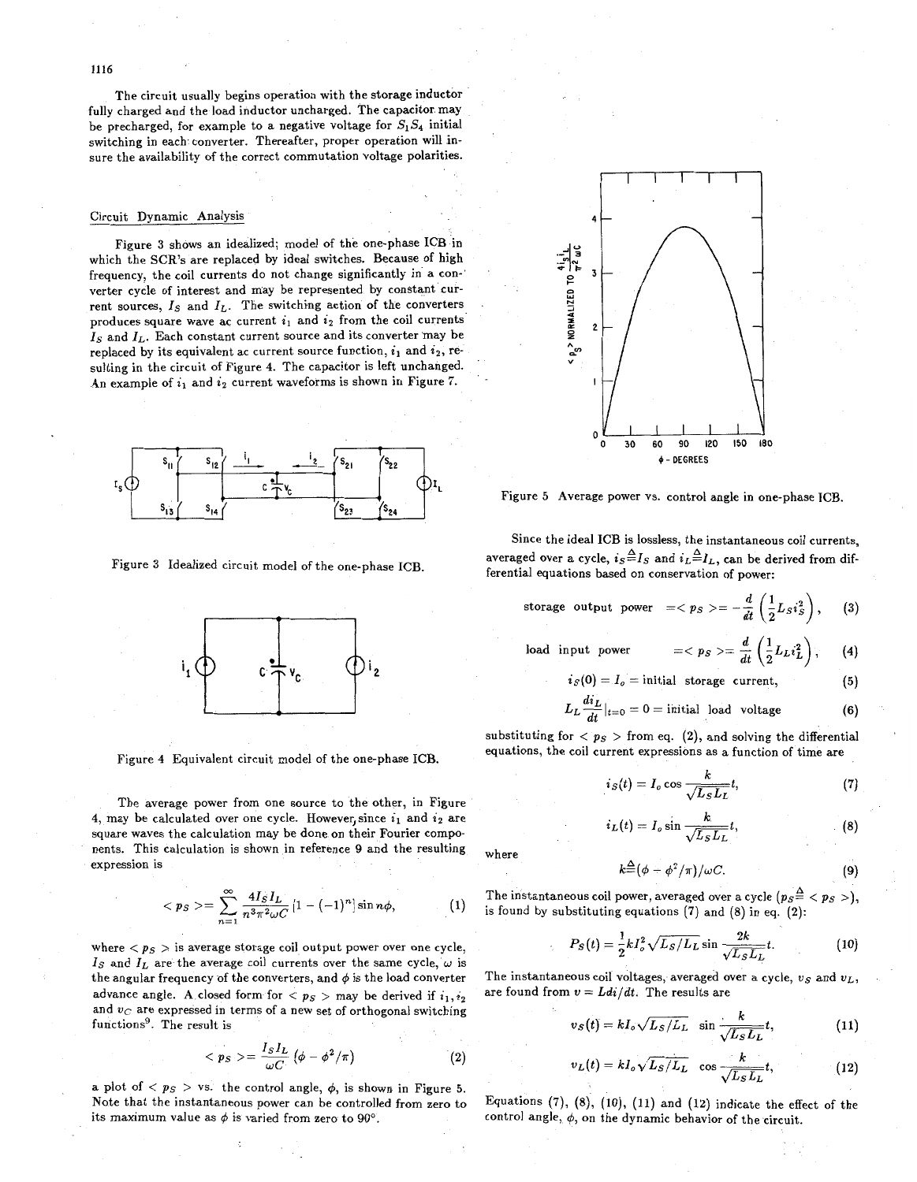The circuit usually begins operation with the storage inductor fully charged and the load inductor uncharged. The capacitor may be precharged, for example to a negative voltage for $S_1S_4$ initial switching in each converter. Thereafter, proper operation will insure the availability of the correct commutation voltage polarities.

## Circuit Dynamic Analysis

Figure 3 shows an idealized model of the one-phase ICB in which the SCR's are replaced by ideal switches. Because of high frequency, the coil currents do not change significantly in a converter cycle of interest and may be represented by constant current sources, $I_S$ and $I_L$. The switching action of the converters produces square wave ac current $i_1$ and $i_2$ from the coil currents $I_S$ and $I_L$. Each constant current source and its converter may be replaced by its equivalent ac current source function, $i_1$ and $i_2$, resulting in the circuit of Figure 4. The capacitor is left unchanged. An example of $i_1$ and $i_2$ current waveforms is shown in Figure 7.

Figure 3 Idealized circuit model of the one-phase ICB.

Figure 4 Equivalent circuit model of the one-phase ICB.

The average power from one source to the other, in Figure 4, may be calculated over one cycle. However, since $i_1$ and $i_2$ are square waves the calculation may be done on their Fourier components. This calculation is shown in reference 9 and the resulting expression is

$$< p_S > = \sum_{n=1}^{\infty} \frac{4 I_S I_L}{n^3 \pi^2 \omega C} [1 - (-1)^n] \sin n\phi, \tag{1}$$

where $< p_S >$ is average storage coil output power over one cycle, $I_S$ and $I_L$ are the average coil currents over the same cycle, $\omega$ is the angular frequency of the converters, and $\phi$ is the load converter advance angle. A closed form for $< p_S >$ may be derived if $i_1, i_2$ and $v_C$ are expressed in terms of a new set of orthogonal switching functions[9]. The result is

$$< p_S > = \frac{I_S I_L}{\omega C} (\phi - \phi^2/\pi) \tag{2}$$

a plot of $< p_S >$ vs. the control angle, $\phi$, is shown in Figure 5. Note that the instantaneous power can be controlled from zero to its maximum value as $\phi$ is varied from zero to 90°.

Figure 5 Average power vs. control angle in one-phase ICB.

Since the ideal ICB is lossless, the instantaneous coil currents, averaged over a cycle, $i_S \triangleq I_S$ and $i_L \triangleq I_L$, can be derived from differential equations based on conservation of power:

$$\text{storage output power} \quad = < p_S > = -\frac{d}{dt}\left(\frac{1}{2} L_S i_S^2\right), \tag{3}$$

$$\text{load input power} \quad = < p_S > = \frac{d}{dt}\left(\frac{1}{2} L_L i_L^2\right), \tag{4}$$

$$i_S(0) = I_o = \text{initial storage current}, \tag{5}$$

$$L_L \frac{di_L}{dt}\Big|_{t=0} = 0 = \text{initial load voltage} \tag{6}$$

substituting for $< p_S >$ from eq. (2), and solving the differential equations, the coil current expressions as a function of time are

$$i_S(t) = I_o \cos \frac{k}{\sqrt{L_S L_L}} t, \tag{7}$$

$$i_L(t) = I_o \sin \frac{k}{\sqrt{L_S L_L}} t, \tag{8}$$

where

$$k \triangleq (\phi - \phi^2/\pi)/\omega C. \tag{9}$$

The instantaneous coil power, averaged over a cycle ($p_S \triangleq < p_S >$), is found by substituting equations (7) and (8) in eq. (2):

$$P_S(t) = \frac{1}{2} k I_o^2 \sqrt{L_S/L_L} \sin \frac{2k}{\sqrt{L_S L_L}} t. \tag{10}$$

The instantaneous coil voltages, averaged over a cycle, $v_S$ and $v_L$, are found from $v = L di/dt$. The results are

$$v_S(t) = k I_o \sqrt{L_S/L_L} \sin \frac{k}{\sqrt{L_S L_L}} t, \tag{11}$$

$$v_L(t) = k I_o \sqrt{L_S/L_L} \cos \frac{k}{\sqrt{L_S L_L}} t, \tag{12}$$

Equations (7), (8), (10), (11) and (12) indicate the effect of the control angle, $\phi$, on the dynamic behavior of the circuit.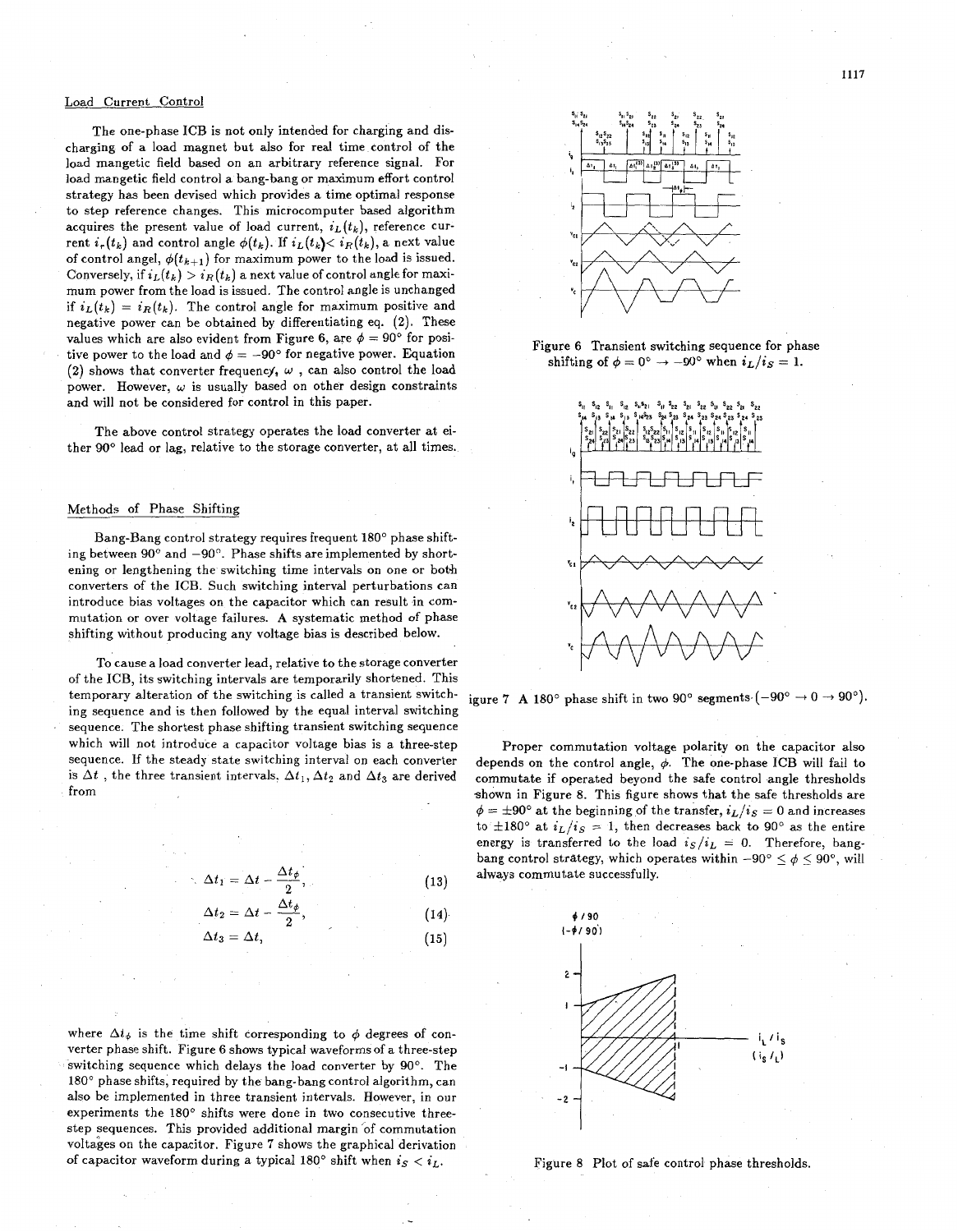## Load Current Control

The one-phase ICB is not only intended for charging and discharging of a load magnet but also for real time control of the load mangetic field based on an arbitrary reference signal. For load mangetic field control a bang-bang or maximum effort control strategy has been devised which provides a time optimal response to step reference changes. This microcomputer based algorithm acquires the present value of load current, $i_L(t_k)$, reference current $i_r(t_k)$ and control angle $\phi(t_k)$. If $i_L(t_k) < i_R(t_k)$, a next value of control angel, $\phi(t_{k+1})$ for maximum power to the load is issued. Conversely, if $i_L(t_k) > i_R(t_k)$ a next value of control angle for maximum power from the load is issued. The control angle is unchanged if $i_L(t_k) = i_R(t_k)$. The control angle for maximum positive and negative power can be obtained by differentiating eq. (2). These values which are also evident from Figure 6, are $\phi = 90°$ for positive power to the load and $\phi = -90°$ for negative power. Equation (2) shows that converter frequency, $\omega$ , can also control the load power. However, $\omega$ is usually based on other design constraints and will not be considered for control in this paper.

The above control strategy operates the load converter at either 90° lead or lag, relative to the storage converter, at all times.

## Methods of Phase Shifting

Bang-Bang control strategy requires frequent 180° phase shifting between 90° and −90°. Phase shifts are implemented by shortening or lengthening the switching time intervals on one or both converters of the ICB. Such switching interval perturbations can introduce bias voltages on the capacitor which can result in commutation or over voltage failures. A systematic method of phase shifting without producing any voltage bias is described below.

To cause a load converter lead, relative to the storage converter of the ICB, its switching intervals are temporarily shortened. This temporary alteration of the switching is called a transient switching sequence and is then followed by the equal interval switching sequence. The shortest phase shifting transient switching sequence which will not introduce a capacitor voltage bias is a three-step sequence. If the steady state switching interval on each converter is $\Delta t$ , the three transient intervals, $\Delta t_1, \Delta t_2$ and $\Delta t_3$ are derived from

$$\Delta t_1 = \Delta t - \frac{\Delta t_\phi}{2}, \tag{13}$$

$$\Delta t_2 = \Delta t - \frac{\Delta t_\phi}{2}, \tag{14}$$

$$\Delta t_3 = \Delta t, \tag{15}$$

where $\Delta t_\phi$ is the time shift corresponding to $\phi$ degrees of converter phase shift. Figure 6 shows typical waveforms of a three-step switching sequence which delays the load converter by 90°. The 180° phase shifts, required by the bang-bang control algorithm, can also be implemented in three transient intervals. However, in our experiments the 180° shifts were done in two consecutive three-step sequences. This provided additional margin of commutation voltages on the capacitor. Figure 7 shows the graphical derivation of capacitor waveform during a typical 180° shift when $i_S < i_L$.

Figure 6 Transient switching sequence for phase shifting of $\phi = 0° \rightarrow -90°$ when $i_L/i_S = 1$.

Figure 7 A 180° phase shift in two 90° segments $(-90° \rightarrow 0 \rightarrow 90°)$.

Proper commutation voltage polarity on the capacitor also depends on the control angle, $\phi$. The one-phase ICB will fail to commutate if operated beyond the safe control angle thresholds shown in Figure 8. This figure shows that the safe thresholds are $\phi = \pm 90°$ at the beginning of the transfer, $i_L/i_S = 0$ and increases to $\pm 180°$ at $i_L/i_S = 1$, then decreases back to 90° as the entire energy is transferred to the load $i_S/i_L = 0$. Therefore, bang-bang control strategy, which operates within $-90° \leq \phi \leq 90°$, will always commutate successfully.

Figure 8 Plot of safe control phase thresholds.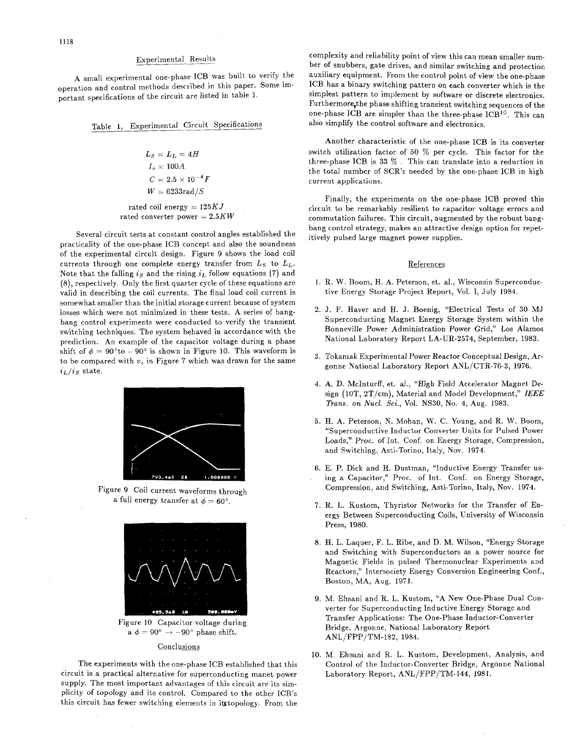## Experimental Results

A small experimental one-phase ICB was built to verify the operation and control methods described in this paper. Some important specifications of the circuit are listed in table 1.

Table 1, Experimental Circuit Specifications

$$L_S = L_L = 4H$$
$$I_o = 100A$$
$$C = 2.5 \times 10^{-4} F$$
$$W = 6233 \text{rad}/S$$

rated coil energy = $125KJ$
rated converter power = $2.5KW$

Several circuit tests at constant control angles established the practicality of the one-phase ICB concept and also the soundness of the experimental circuit design. Figure 9 shows the load coil currents through one complete energy transfer from $L_S$ to $L_L$. Note that the falling $i_S$ and the rising $i_L$ follow equations (7) and (8), respectively. Only the first quarter cycle of these equations are valid in describing the coil currents. The final load coil current is somewhat smaller than the initial storage current because of system losses which were not minimized in these tests. A series of bang-bang control experiments were conducted to verify the transient switching techniques. The system behaved in accordance with the prediction. An example of the capacitor voltage during a phase shift of $\phi = 90°$to $-90°$ is shown in Figure 10. This waveform is to be compared with $v_c$ in Figure 7 which was drawn for the same $i_L/i_S$ state.

793.4mS 2B 1.000000 V

Figure 9 Coil current waveforms through a full energy transfer at $\phi = 60°$.

495.5uS 1A 500.000mV

Figure 10 Capacitor voltage during a $\phi = 90° \rightarrow -90°$ phase shift.

## Conclusions

The experiments with the one-phase ICB established that this circuit is a practical alternative for superconducting manet power supply. The most important advantages of this circuit are its simplicity of topology and its control. Compared to the other ICB's this circuit has fewer switching elements in its topology. From the complexity and reliability point of view this can mean smaller number of snubbers, gate drives, and similar switching and protection auxiliary equipment. From the control point of view the one-phase ICB has a binary switching pattern on each converter which is the simplest pattern to implement by software or discrete electronics. Furthermore,the phase shifting transient switching sequences of the one-phase ICB are simpler than the three-phase ICB[10]. This can also simplify the control software and electronics.

Another characteristic of the one-phase ICB is its converter switch utilization factor of 50 % per cycle. This factor for the three-phase ICB is 33 % . This can translate into a reduction in the total number of SCR's needed by the one-phase ICB in high current applications.

Finally, the experiments on the one-phase ICB proved this circuit to be remarkably resilient to capacitor voltage errors and commutation failures. This circuit, augmented by the robust bang-bang control strategy, makes an attractive design option for repetitively pulsed large magnet power supplies.

## References

1. R. W. Boom, H. A. Peterson, et. al., Wisconsin Superconductive Energy Storage Project Report, Vol. I, July 1984.

2. J. F. Haver and H. J. Boenig, "Electrical Tests of 30 MJ Superconducting Magnet Energy Storage System within the Bonneville Power Administration Power Grid," Los Alamos National Laboratory Report LA-UR-2574, September, 1983.

3. Tokamak Experimental Power Reactor Conceptual Design, Argonne National Laboratory Report ANL/CTR-76-3, 1976.

4. A. D. McInturff, et. al., "High Field Accelerator Magnet Design (10T, 2T/cm), Material and Model Development," *IEEE Trans. on Nucl. Sci.*, Vol. NS30, No. 4, Aug. 1983.

5. H. A. Peterson, N. Mohan, W. C. Young, and R. W. Boom, "Superconductive Inductor Converter Units for Pulsed Power Loads," Proc. of Int. Conf. on Energy Storage, Compression, and Switching, Asti-Torino, Italy, Nov. 1974.

6. E. P. Dick and H. Dustman, "Inductive Energy Transfer using a Capacitor," Proc. of Int. Conf. on Energy Storage, Compression, and Switching, Asti-Torino, Italy, Nov. 1974.

7. R. L. Kustom, Thyristor Networks for the Transfer of Energy Between Superconducting Coils, University of Wisconsin Press, 1980.

8. H. L. Laquer, F. L. Ribe, and D. M. Wilson, "Energy Storage and Switching with Superconductors as a power source for Magnetic Fields in pulsed Thermonuclear Experiments and Reactors," Intersociety Energy Conversion Engineering Conf., Boston, MA, Aug. 1971.

9. M. Ehsani and R. L. Kustom, "A New One-Phase Dual Converter for Superconducting Inductive Energy Storage and Transfer Applications: The One-Phase Inductor-Converter Bridge, Argonne, National Laboratory Report ANL/FPP/TM-182, 1984.

10. M. Ehsani and R. L. Kustom, Development, Analysis, and Control of the Inductor-Converter Bridge, Argonne National Laboratory Report, ANL/FPP/TM-144, 1981.